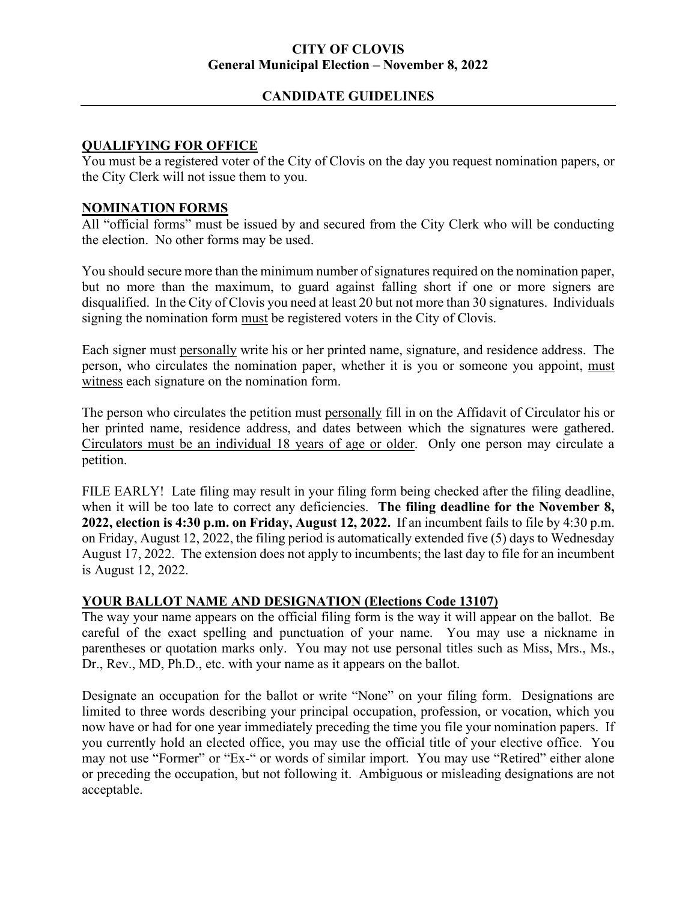# CITY OF CLOVIS
## General Municipal Election – November 8, 2022

## CANDIDATE GUIDELINES

---

### QUALIFYING FOR OFFICE

You must be a registered voter of the City of Clovis on the day you request nomination papers, or the City Clerk will not issue them to you.

### NOMINATION FORMS

All "official forms" must be issued by and secured from the City Clerk who will be conducting the election. No other forms may be used.

You should secure more than the minimum number of signatures required on the nomination paper, but no more than the maximum, to guard against falling short if one or more signers are disqualified. In the City of Clovis you need at least 20 but not more than 30 signatures. Individuals signing the nomination form must be registered voters in the City of Clovis.

Each signer must personally write his or her printed name, signature, and residence address. The person, who circulates the nomination paper, whether it is you or someone you appoint, must witness each signature on the nomination form.

The person who circulates the petition must personally fill in on the Affidavit of Circulator his or her printed name, residence address, and dates between which the signatures were gathered. Circulators must be an individual 18 years of age or older. Only one person may circulate a petition.

FILE EARLY! Late filing may result in your filing form being checked after the filing deadline, when it will be too late to correct any deficiencies. **The filing deadline for the November 8, 2022, election is 4:30 p.m. on Friday, August 12, 2022.** If an incumbent fails to file by 4:30 p.m. on Friday, August 12, 2022, the filing period is automatically extended five (5) days to Wednesday August 17, 2022. The extension does not apply to incumbents; the last day to file for an incumbent is August 12, 2022.

### YOUR BALLOT NAME AND DESIGNATION (Elections Code 13107)

The way your name appears on the official filing form is the way it will appear on the ballot. Be careful of the exact spelling and punctuation of your name. You may use a nickname in parentheses or quotation marks only. You may not use personal titles such as Miss, Mrs., Ms., Dr., Rev., MD, Ph.D., etc. with your name as it appears on the ballot.

Designate an occupation for the ballot or write "None" on your filing form. Designations are limited to three words describing your principal occupation, profession, or vocation, which you now have or had for one year immediately preceding the time you file your nomination papers. If you currently hold an elected office, you may use the official title of your elective office. You may not use "Former" or "Ex-" or words of similar import. You may use "Retired" either alone or preceding the occupation, but not following it. Ambiguous or misleading designations are not acceptable.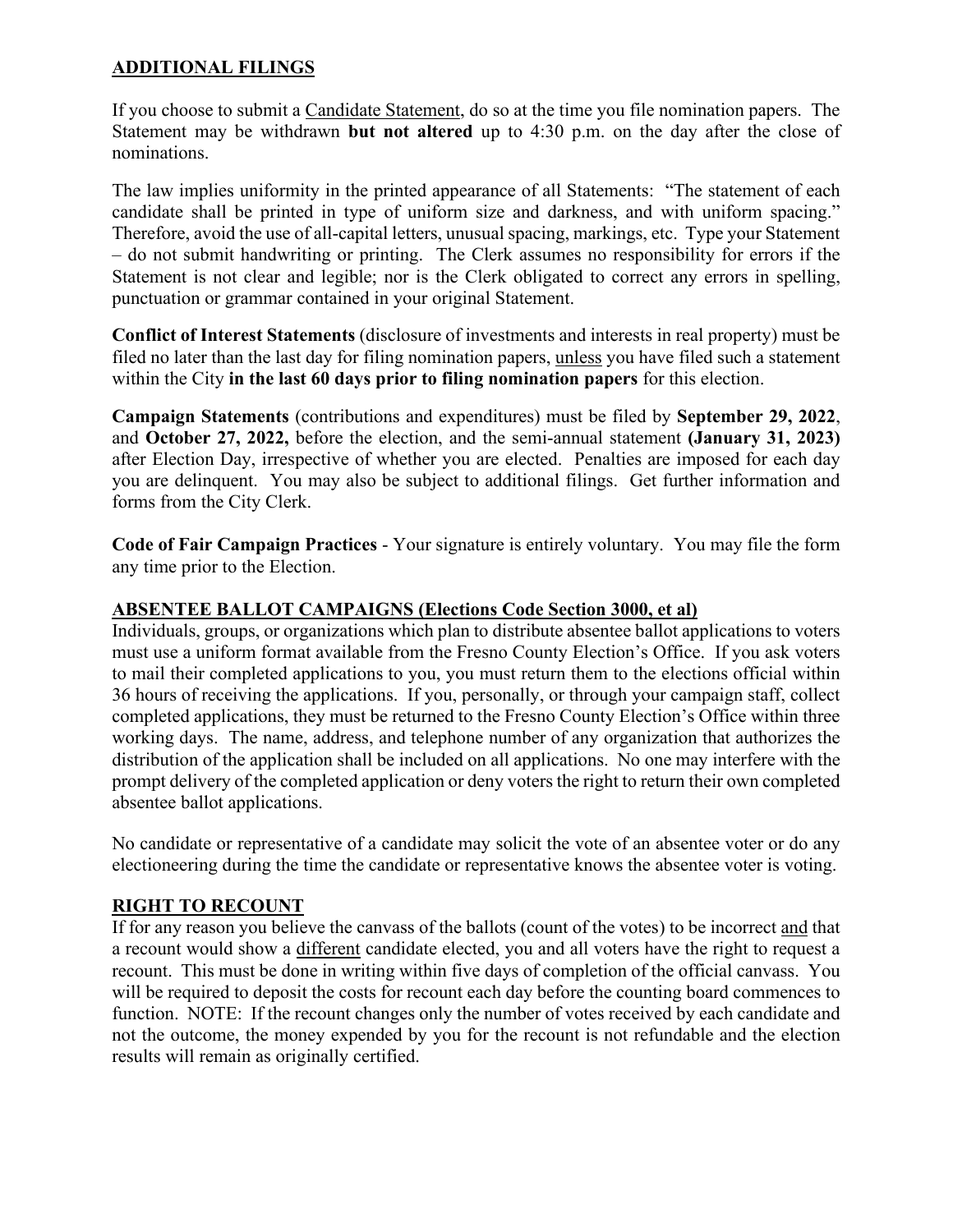**ADDITIONAL FILINGS**

If you choose to submit a Candidate Statement, do so at the time you file nomination papers. The Statement may be withdrawn **but not altered** up to 4:30 p.m. on the day after the close of nominations.

The law implies uniformity in the printed appearance of all Statements: "The statement of each candidate shall be printed in type of uniform size and darkness, and with uniform spacing." Therefore, avoid the use of all-capital letters, unusual spacing, markings, etc. Type your Statement – do not submit handwriting or printing. The Clerk assumes no responsibility for errors if the Statement is not clear and legible; nor is the Clerk obligated to correct any errors in spelling, punctuation or grammar contained in your original Statement.

**Conflict of Interest Statements** (disclosure of investments and interests in real property) must be filed no later than the last day for filing nomination papers, unless you have filed such a statement within the City **in the last 60 days prior to filing nomination papers** for this election.

**Campaign Statements** (contributions and expenditures) must be filed by **September 29, 2022**, and **October 27, 2022,** before the election, and the semi-annual statement **(January 31, 2023)** after Election Day, irrespective of whether you are elected. Penalties are imposed for each day you are delinquent. You may also be subject to additional filings. Get further information and forms from the City Clerk.

**Code of Fair Campaign Practices** - Your signature is entirely voluntary. You may file the form any time prior to the Election.

**ABSENTEE BALLOT CAMPAIGNS (Elections Code Section 3000, et al)**

Individuals, groups, or organizations which plan to distribute absentee ballot applications to voters must use a uniform format available from the Fresno County Election's Office. If you ask voters to mail their completed applications to you, you must return them to the elections official within 36 hours of receiving the applications. If you, personally, or through your campaign staff, collect completed applications, they must be returned to the Fresno County Election's Office within three working days. The name, address, and telephone number of any organization that authorizes the distribution of the application shall be included on all applications. No one may interfere with the prompt delivery of the completed application or deny voters the right to return their own completed absentee ballot applications.

No candidate or representative of a candidate may solicit the vote of an absentee voter or do any electioneering during the time the candidate or representative knows the absentee voter is voting.

**RIGHT TO RECOUNT**

If for any reason you believe the canvass of the ballots (count of the votes) to be incorrect and that a recount would show a different candidate elected, you and all voters have the right to request a recount. This must be done in writing within five days of completion of the official canvass. You will be required to deposit the costs for recount each day before the counting board commences to function. NOTE: If the recount changes only the number of votes received by each candidate and not the outcome, the money expended by you for the recount is not refundable and the election results will remain as originally certified.